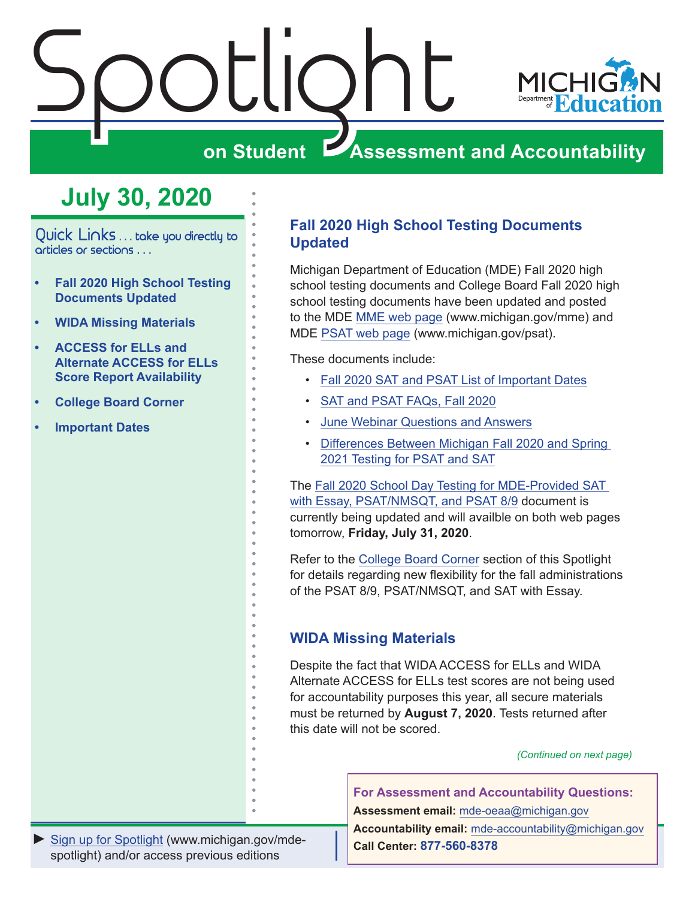# Spotlight on Student Assessment and Accountability

MICHIGAN Department of Education

## July 30, 2020

Quick Links . . . take you directly to articles or sections . . .

- **Fall 2020 High School Testing Documents Updated**
- **WIDA Missing Materials**
- **ACCESS for ELLs and Alternate ACCESS for ELLs Score Report Availability**
- **College Board Corner**
- **Important Dates**

## Fall 2020 High School Testing Documents Updated

Michigan Department of Education (MDE) Fall 2020 high school testing documents and College Board Fall 2020 high school testing documents have been updated and posted to the MDE MME web page (www.michigan.gov/mme) and MDE PSAT web page (www.michigan.gov/psat).

These documents include:

- Fall 2020 SAT and PSAT List of Important Dates
- SAT and PSAT FAQs, Fall 2020
- June Webinar Questions and Answers
- Differences Between Michigan Fall 2020 and Spring 2021 Testing for PSAT and SAT

The Fall 2020 School Day Testing for MDE-Provided SAT with Essay, PSAT/NMSQT, and PSAT 8/9 document is currently being updated and will availble on both web pages tomorrow, **Friday, July 31, 2020**.

Refer to the College Board Corner section of this Spotlight for details regarding new flexibility for the fall administrations of the PSAT 8/9, PSAT/NMSQT, and SAT with Essay.

## WIDA Missing Materials

Despite the fact that WIDA ACCESS for ELLs and WIDA Alternate ACCESS for ELLs test scores are not being used for accountability purposes this year, all secure materials must be returned by **August 7, 2020**. Tests returned after this date will not be scored.

*(Continued on next page)*

**For Assessment and Accountability Questions:**
**Assessment email:** mde-oeaa@michigan.gov
**Accountability email:** mde-accountability@michigan.gov
**Call Center: 877-560-8378**

► Sign up for Spotlight (www.michigan.gov/mde-spotlight) and/or access previous editions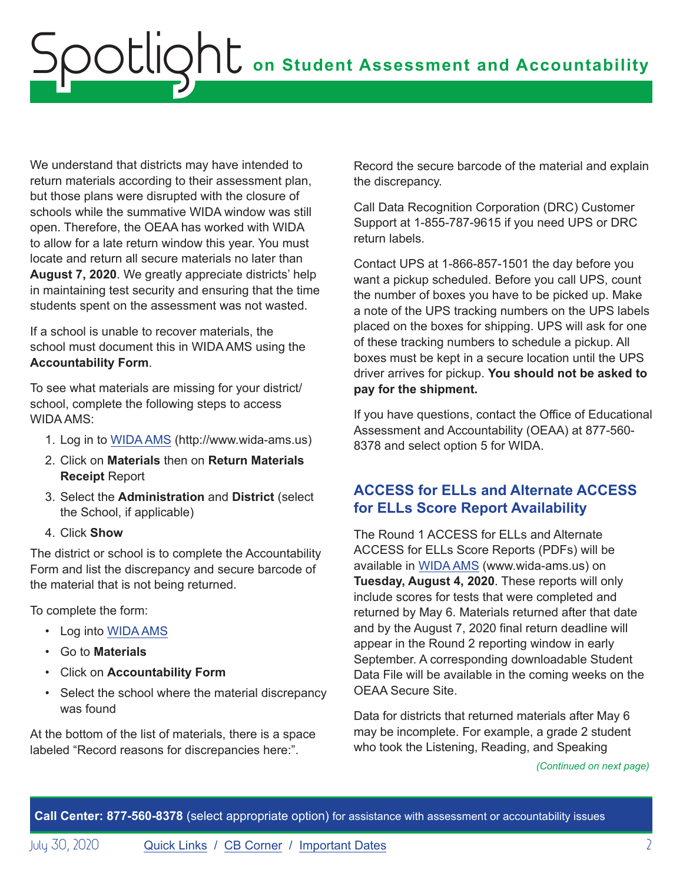We understand that districts may have intended to return materials according to their assessment plan, but those plans were disrupted with the closure of schools while the summative WIDA window was still open. Therefore, the OEAA has worked with WIDA to allow for a late return window this year. You must locate and return all secure materials no later than **August 7, 2020**. We greatly appreciate districts' help in maintaining test security and ensuring that the time students spent on the assessment was not wasted.

If a school is unable to recover materials, the school must document this in WIDA AMS using the **Accountability Form**.

To see what materials are missing for your district/school, complete the following steps to access WIDA AMS:

1. Log in to WIDA AMS (http://www.wida-ams.us)
2. Click on **Materials** then on **Return Materials Receipt** Report
3. Select the **Administration** and **District** (select the School, if applicable)
4. Click **Show**

The district or school is to complete the Accountability Form and list the discrepancy and secure barcode of the material that is not being returned.

To complete the form:

- Log into WIDA AMS
- Go to **Materials**
- Click on **Accountability Form**
- Select the school where the material discrepancy was found

At the bottom of the list of materials, there is a space labeled "Record reasons for discrepancies here:". Record the secure barcode of the material and explain the discrepancy.

Call Data Recognition Corporation (DRC) Customer Support at 1-855-787-9615 if you need UPS or DRC return labels.

Contact UPS at 1-866-857-1501 the day before you want a pickup scheduled. Before you call UPS, count the number of boxes you have to be picked up. Make a note of the UPS tracking numbers on the UPS labels placed on the boxes for shipping. UPS will ask for one of these tracking numbers to schedule a pickup. All boxes must be kept in a secure location until the UPS driver arrives for pickup. **You should not be asked to pay for the shipment.**

If you have questions, contact the Office of Educational Assessment and Accountability (OEAA) at 877-560-8378 and select option 5 for WIDA.

## ACCESS for ELLs and Alternate ACCESS for ELLs Score Report Availability

The Round 1 ACCESS for ELLs and Alternate ACCESS for ELLs Score Reports (PDFs) will be available in WIDA AMS (www.wida-ams.us) on **Tuesday, August 4, 2020**. These reports will only include scores for tests that were completed and returned by May 6. Materials returned after that date and by the August 7, 2020 final return deadline will appear in the Round 2 reporting window in early September. A corresponding downloadable Student Data File will be available in the coming weeks on the OEAA Secure Site.

Data for districts that returned materials after May 6 may be incomplete. For example, a grade 2 student who took the Listening, Reading, and Speaking

*(Continued on next page)*

**Call Center: 877-560-8378** (select appropriate option) for assistance with assessment or accountability issues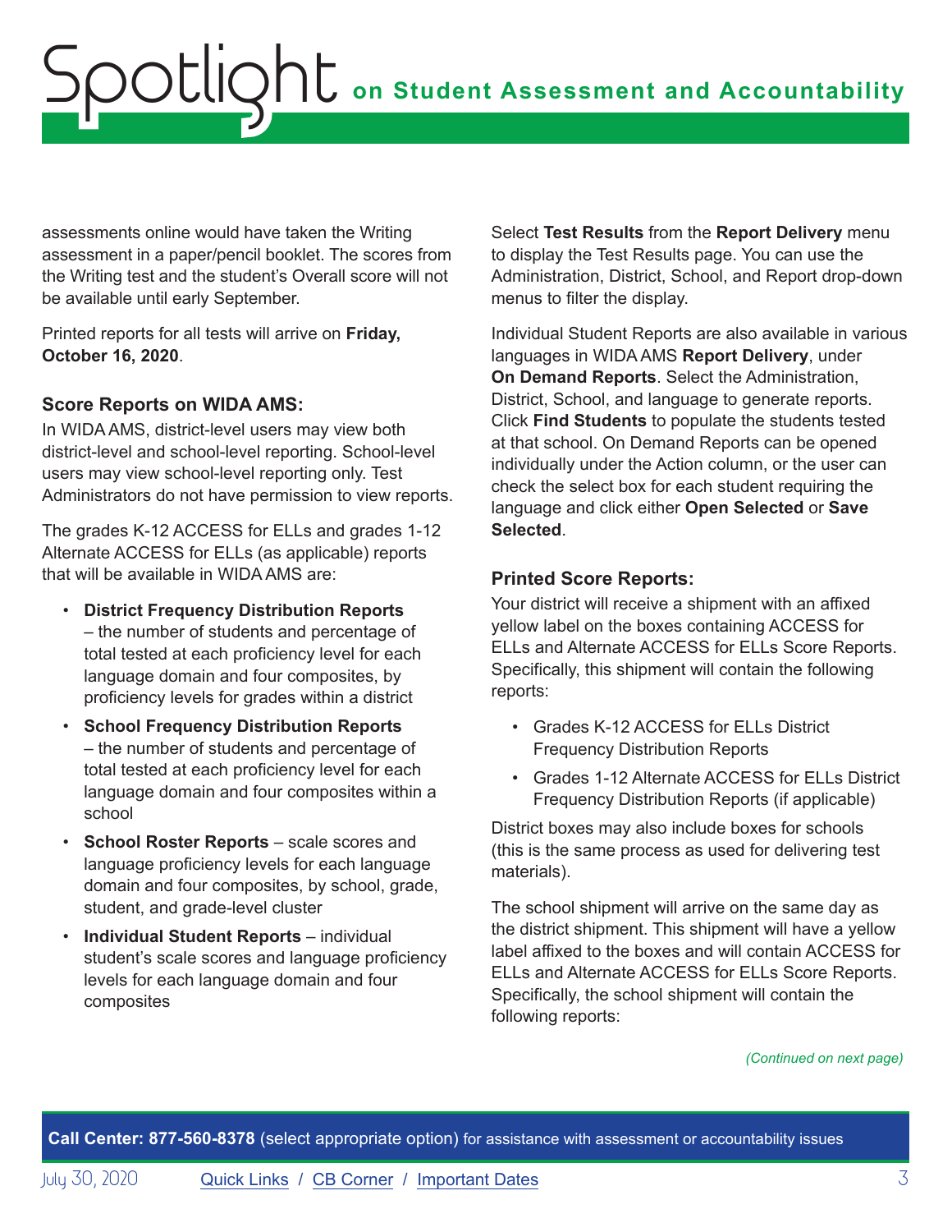assessments online would have taken the Writing assessment in a paper/pencil booklet. The scores from the Writing test and the student's Overall score will not be available until early September.

Printed reports for all tests will arrive on **Friday, October 16, 2020**.

### Score Reports on WIDA AMS:

In WIDA AMS, district-level users may view both district-level and school-level reporting. School-level users may view school-level reporting only. Test Administrators do not have permission to view reports.

The grades K-12 ACCESS for ELLs and grades 1-12 Alternate ACCESS for ELLs (as applicable) reports that will be available in WIDA AMS are:

- **District Frequency Distribution Reports** – the number of students and percentage of total tested at each proficiency level for each language domain and four composites, by proficiency levels for grades within a district
- **School Frequency Distribution Reports** – the number of students and percentage of total tested at each proficiency level for each language domain and four composites within a school
- **School Roster Reports** – scale scores and language proficiency levels for each language domain and four composites, by school, grade, student, and grade-level cluster
- **Individual Student Reports** – individual student's scale scores and language proficiency levels for each language domain and four composites

Select **Test Results** from the **Report Delivery** menu to display the Test Results page. You can use the Administration, District, School, and Report drop-down menus to filter the display.

Individual Student Reports are also available in various languages in WIDA AMS **Report Delivery**, under **On Demand Reports**. Select the Administration, District, School, and language to generate reports. Click **Find Students** to populate the students tested at that school. On Demand Reports can be opened individually under the Action column, or the user can check the select box for each student requiring the language and click either **Open Selected** or **Save Selected**.

### Printed Score Reports:

Your district will receive a shipment with an affixed yellow label on the boxes containing ACCESS for ELLs and Alternate ACCESS for ELLs Score Reports. Specifically, this shipment will contain the following reports:

- Grades K-12 ACCESS for ELLs District Frequency Distribution Reports
- Grades 1-12 Alternate ACCESS for ELLs District Frequency Distribution Reports (if applicable)

District boxes may also include boxes for schools (this is the same process as used for delivering test materials).

The school shipment will arrive on the same day as the district shipment. This shipment will have a yellow label affixed to the boxes and will contain ACCESS for ELLs and Alternate ACCESS for ELLs Score Reports. Specifically, the school shipment will contain the following reports:

*(Continued on next page)*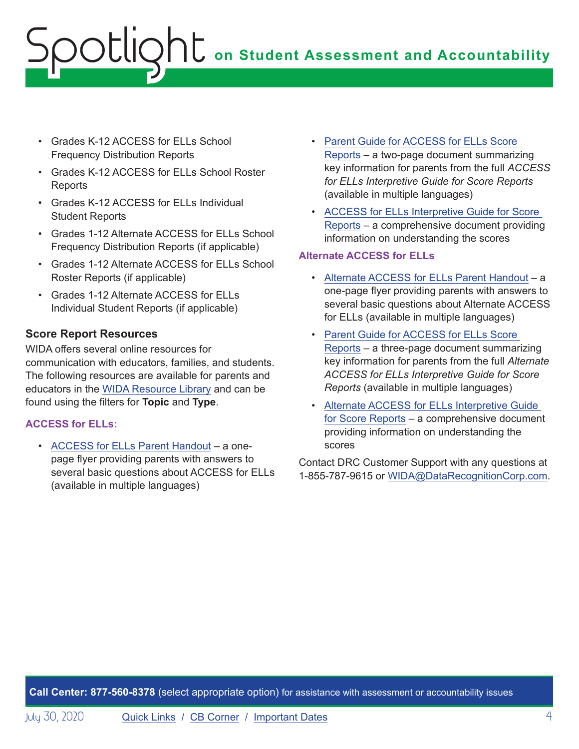- Grades K-12 ACCESS for ELLs School Frequency Distribution Reports
- Grades K-12 ACCESS for ELLs School Roster Reports
- Grades K-12 ACCESS for ELLs Individual Student Reports
- Grades 1-12 Alternate ACCESS for ELLs School Frequency Distribution Reports (if applicable)
- Grades 1-12 Alternate ACCESS for ELLs School Roster Reports (if applicable)
- Grades 1-12 Alternate ACCESS for ELLs Individual Student Reports (if applicable)

### Score Report Resources

WIDA offers several online resources for communication with educators, families, and students. The following resources are available for parents and educators in the WIDA Resource Library and can be found using the filters for **Topic** and **Type**.

#### ACCESS for ELLs:

- ACCESS for ELLs Parent Handout – a one-page flyer providing parents with answers to several basic questions about ACCESS for ELLs (available in multiple languages)
- Parent Guide for ACCESS for ELLs Score Reports – a two-page document summarizing key information for parents from the full *ACCESS for ELLs Interpretive Guide for Score Reports* (available in multiple languages)
- ACCESS for ELLs Interpretive Guide for Score Reports – a comprehensive document providing information on understanding the scores

#### Alternate ACCESS for ELLs

- Alternate ACCESS for ELLs Parent Handout – a one-page flyer providing parents with answers to several basic questions about Alternate ACCESS for ELLs (available in multiple languages)
- Parent Guide for ACCESS for ELLs Score Reports – a three-page document summarizing key information for parents from the full *Alternate ACCESS for ELLs Interpretive Guide for Score Reports* (available in multiple languages)
- Alternate ACCESS for ELLs Interpretive Guide for Score Reports – a comprehensive document providing information on understanding the scores

Contact DRC Customer Support with any questions at 1-855-787-9615 or WIDA@DataRecognitionCorp.com.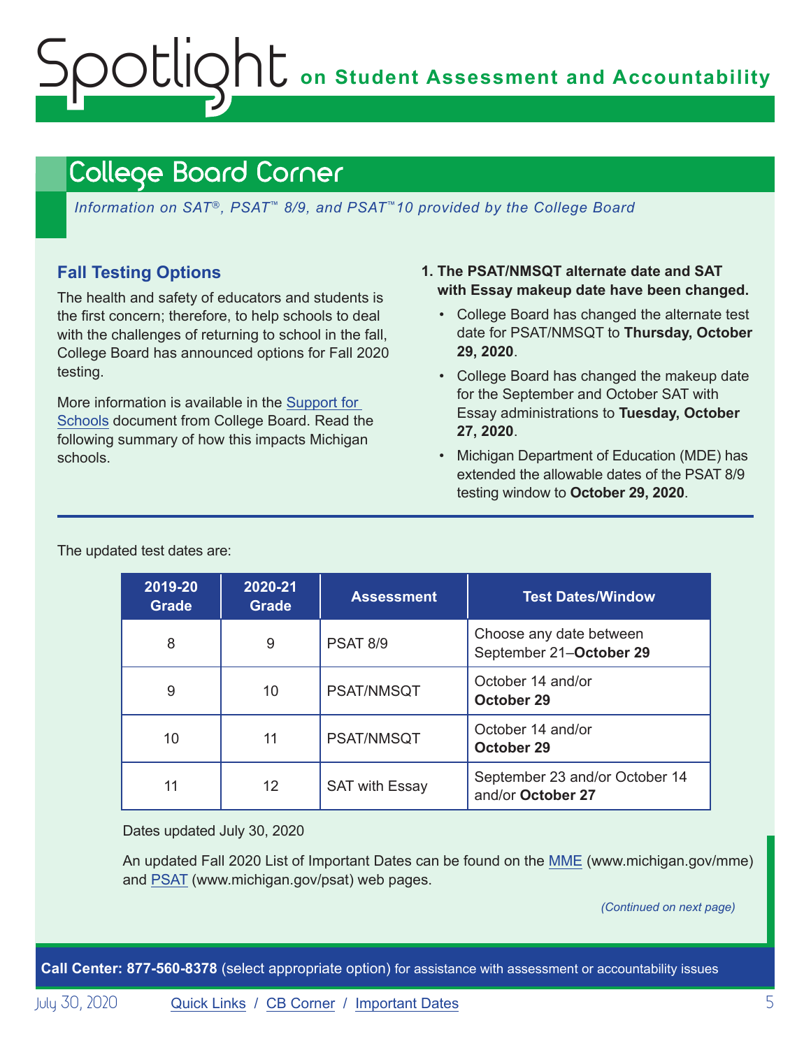## College Board Corner

*Information on SAT®, PSAT™ 8/9, and PSAT™10 provided by the College Board*

### Fall Testing Options

The health and safety of educators and students is the first concern; therefore, to help schools to deal with the challenges of returning to school in the fall, College Board has announced options for Fall 2020 testing.

More information is available in the Support for Schools document from College Board. Read the following summary of how this impacts Michigan schools.

1. **The PSAT/NMSQT alternate date and SAT with Essay makeup date have been changed.**
   - College Board has changed the alternate test date for PSAT/NMSQT to **Thursday, October 29, 2020**.
   - College Board has changed the makeup date for the September and October SAT with Essay administrations to **Tuesday, October 27, 2020**.
   - Michigan Department of Education (MDE) has extended the allowable dates of the PSAT 8/9 testing window to **October 29, 2020**.

The updated test dates are:

| 2019-20 Grade | 2020-21 Grade | Assessment | Test Dates/Window |
|---|---|---|---|
| 8 | 9 | PSAT 8/9 | Choose any date between September 21–**October 29** |
| 9 | 10 | PSAT/NMSQT | October 14 and/or **October 29** |
| 10 | 11 | PSAT/NMSQT | October 14 and/or **October 29** |
| 11 | 12 | SAT with Essay | September 23 and/or October 14 and/or **October 27** |

Dates updated July 30, 2020

An updated Fall 2020 List of Important Dates can be found on the MME (www.michigan.gov/mme) and PSAT (www.michigan.gov/psat) web pages.

*(Continued on next page)*

**Call Center: 877-560-8378** (select appropriate option) for assistance with assessment or accountability issues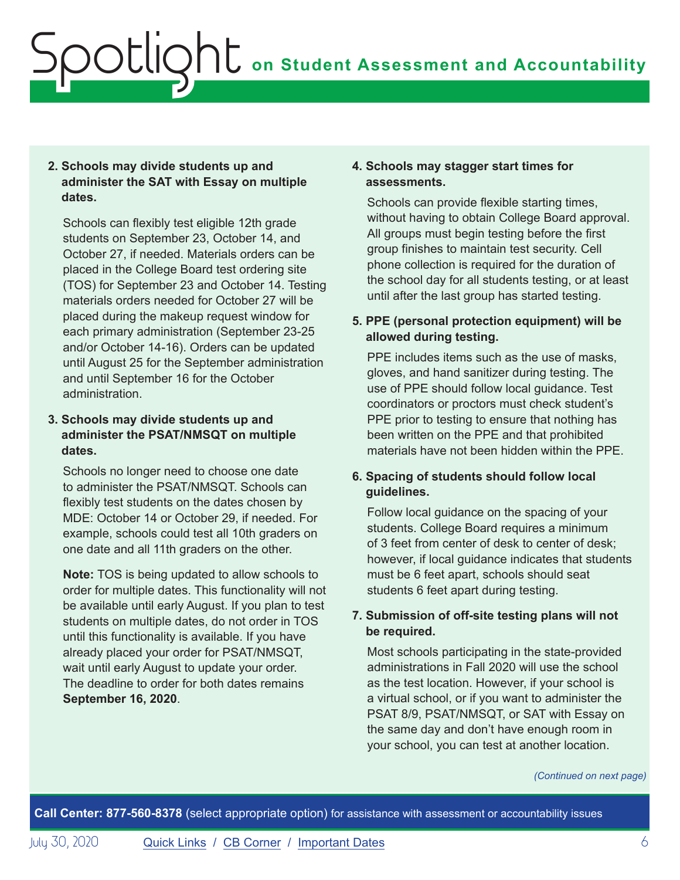2. **Schools may divide students up and administer the SAT with Essay on multiple dates.**

   Schools can flexibly test eligible 12th grade students on September 23, October 14, and October 27, if needed. Materials orders can be placed in the College Board test ordering site (TOS) for September 23 and October 14. Testing materials orders needed for October 27 will be placed during the makeup request window for each primary administration (September 23-25 and/or October 14-16). Orders can be updated until August 25 for the September administration and until September 16 for the October administration.

3. **Schools may divide students up and administer the PSAT/NMSQT on multiple dates.**

   Schools no longer need to choose one date to administer the PSAT/NMSQT. Schools can flexibly test students on the dates chosen by MDE: October 14 or October 29, if needed. For example, schools could test all 10th graders on one date and all 11th graders on the other.

   **Note:** TOS is being updated to allow schools to order for multiple dates. This functionality will not be available until early August. If you plan to test students on multiple dates, do not order in TOS until this functionality is available. If you have already placed your order for PSAT/NMSQT, wait until early August to update your order. The deadline to order for both dates remains **September 16, 2020**.

4. **Schools may stagger start times for assessments.**

   Schools can provide flexible starting times, without having to obtain College Board approval. All groups must begin testing before the first group finishes to maintain test security. Cell phone collection is required for the duration of the school day for all students testing, or at least until after the last group has started testing.

5. **PPE (personal protection equipment) will be allowed during testing.**

   PPE includes items such as the use of masks, gloves, and hand sanitizer during testing. The use of PPE should follow local guidance. Test coordinators or proctors must check student's PPE prior to testing to ensure that nothing has been written on the PPE and that prohibited materials have not been hidden within the PPE.

6. **Spacing of students should follow local guidelines.**

   Follow local guidance on the spacing of your students. College Board requires a minimum of 3 feet from center of desk to center of desk; however, if local guidance indicates that students must be 6 feet apart, schools should seat students 6 feet apart during testing.

7. **Submission of off-site testing plans will not be required.**

   Most schools participating in the state-provided administrations in Fall 2020 will use the school as the test location. However, if your school is a virtual school, or if you want to administer the PSAT 8/9, PSAT/NMSQT, or SAT with Essay on the same day and don't have enough room in your school, you can test at another location.

*(Continued on next page)*

**Call Center: 877-560-8378** (select appropriate option) for assistance with assessment or accountability issues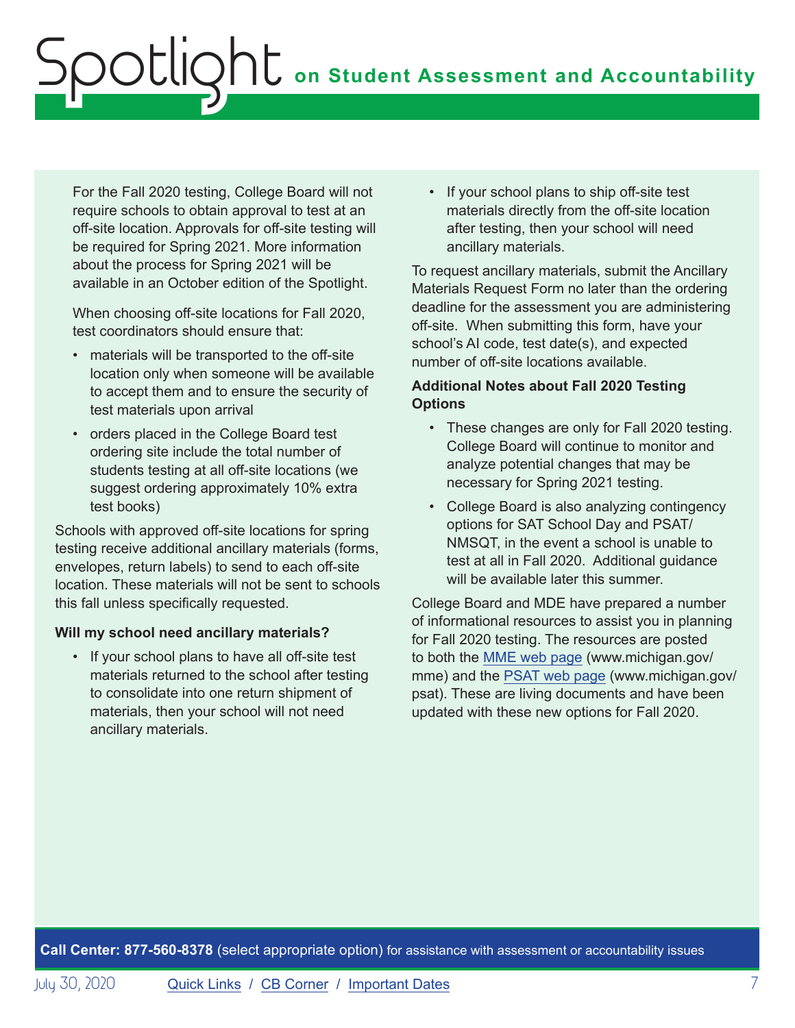For the Fall 2020 testing, College Board will not require schools to obtain approval to test at an off-site location. Approvals for off-site testing will be required for Spring 2021. More information about the process for Spring 2021 will be available in an October edition of the Spotlight.

When choosing off-site locations for Fall 2020, test coordinators should ensure that:

- materials will be transported to the off-site location only when someone will be available to accept them and to ensure the security of test materials upon arrival
- orders placed in the College Board test ordering site include the total number of students testing at all off-site locations (we suggest ordering approximately 10% extra test books)

Schools with approved off-site locations for spring testing receive additional ancillary materials (forms, envelopes, return labels) to send to each off-site location. These materials will not be sent to schools this fall unless specifically requested.

**Will my school need ancillary materials?**

- If your school plans to have all off-site test materials returned to the school after testing to consolidate into one return shipment of materials, then your school will not need ancillary materials.
- If your school plans to ship off-site test materials directly from the off-site location after testing, then your school will need ancillary materials.

To request ancillary materials, submit the Ancillary Materials Request Form no later than the ordering deadline for the assessment you are administering off-site. When submitting this form, have your school's AI code, test date(s), and expected number of off-site locations available.

**Additional Notes about Fall 2020 Testing Options**

- These changes are only for Fall 2020 testing. College Board will continue to monitor and analyze potential changes that may be necessary for Spring 2021 testing.
- College Board is also analyzing contingency options for SAT School Day and PSAT/NMSQT, in the event a school is unable to test at all in Fall 2020. Additional guidance will be available later this summer.

College Board and MDE have prepared a number of informational resources to assist you in planning for Fall 2020 testing. The resources are posted to both the MME web page (www.michigan.gov/mme) and the PSAT web page (www.michigan.gov/psat). These are living documents and have been updated with these new options for Fall 2020.

**Call Center: 877-560-8378** (select appropriate option) for assistance with assessment or accountability issues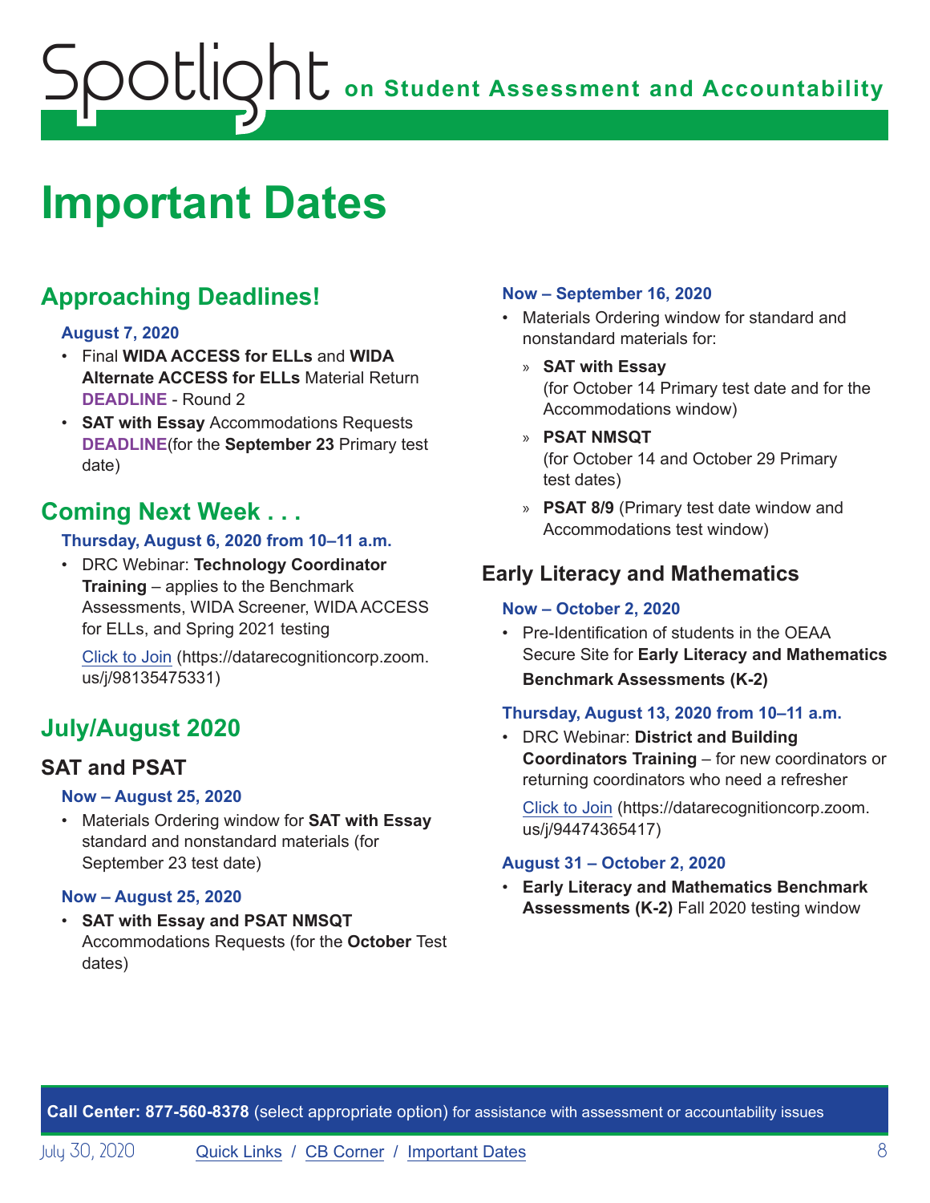# Important Dates

## Approaching Deadlines!

**August 7, 2020**

- Final **WIDA ACCESS for ELLs** and **WIDA Alternate ACCESS for ELLs** Material Return **DEADLINE** - Round 2
- **SAT with Essay** Accommodations Requests **DEADLINE**(for the **September 23** Primary test date)

## Coming Next Week . . .

**Thursday, August 6, 2020 from 10–11 a.m.**

- DRC Webinar: **Technology Coordinator Training** – applies to the Benchmark Assessments, WIDA Screener, WIDA ACCESS for ELLs, and Spring 2021 testing

  Click to Join (https://datarecognitioncorp.zoom.us/j/98135475331)

## July/August 2020

### SAT and PSAT

**Now – August 25, 2020**

- Materials Ordering window for **SAT with Essay** standard and nonstandard materials (for September 23 test date)

**Now – August 25, 2020**

- **SAT with Essay and PSAT NMSQT** Accommodations Requests (for the **October** Test dates)

**Now – September 16, 2020**

- Materials Ordering window for standard and nonstandard materials for:
  - **SAT with Essay** (for October 14 Primary test date and for the Accommodations window)
  - **PSAT NMSQT** (for October 14 and October 29 Primary test dates)
  - **PSAT 8/9** (Primary test date window and Accommodations test window)

### Early Literacy and Mathematics

**Now – October 2, 2020**

- Pre-Identification of students in the OEAA Secure Site for **Early Literacy and Mathematics Benchmark Assessments (K-2)**

**Thursday, August 13, 2020 from 10–11 a.m.**

- DRC Webinar: **District and Building Coordinators Training** – for new coordinators or returning coordinators who need a refresher

  Click to Join (https://datarecognitioncorp.zoom.us/j/94474365417)

**August 31 – October 2, 2020**

- **Early Literacy and Mathematics Benchmark Assessments (K-2)** Fall 2020 testing window

**Call Center: 877-560-8378** (select appropriate option) for assistance with assessment or accountability issues